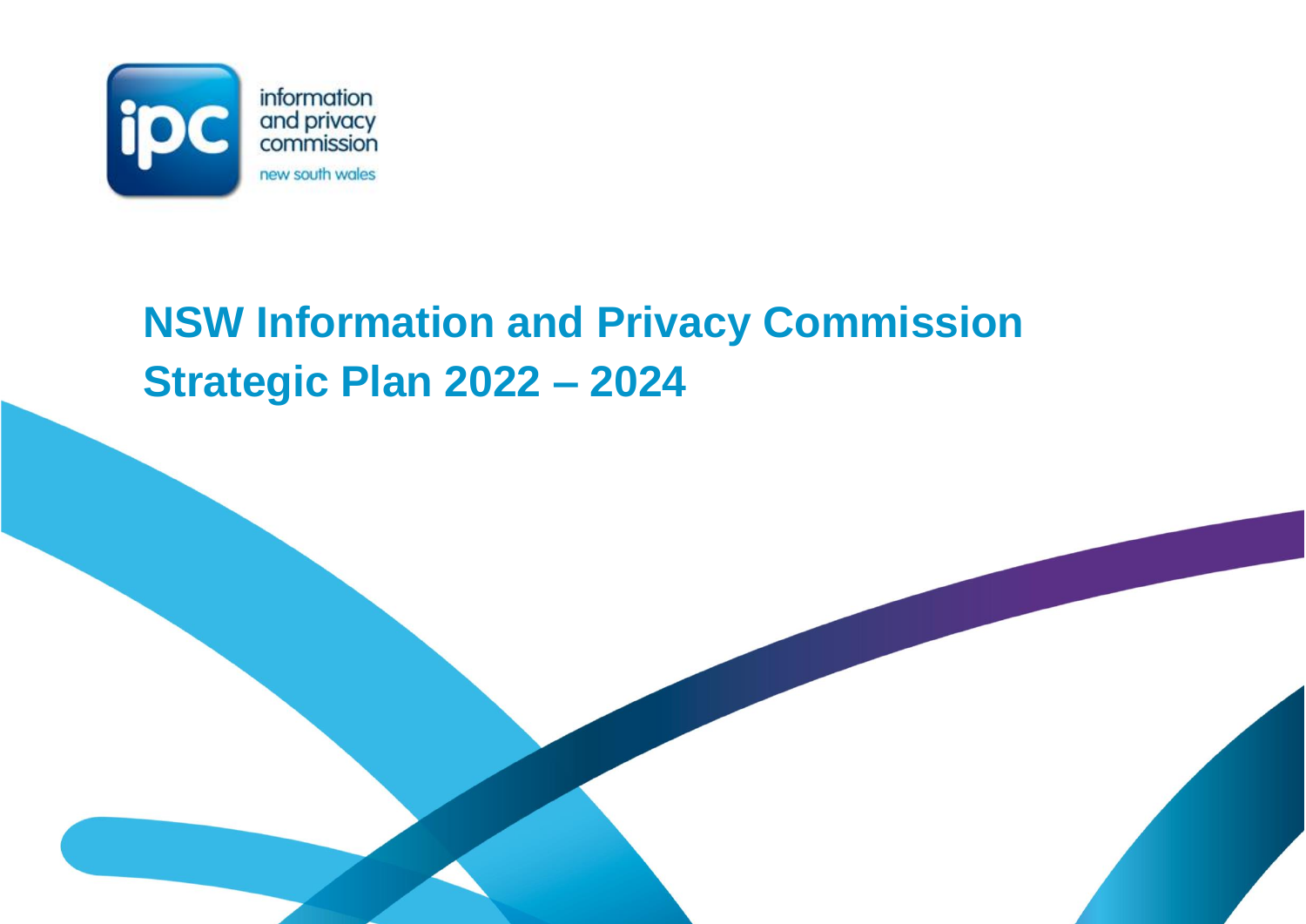information and privacy commission

new south wales

# NSW Information and Privacy Commission Strategic Plan 2022 – 2024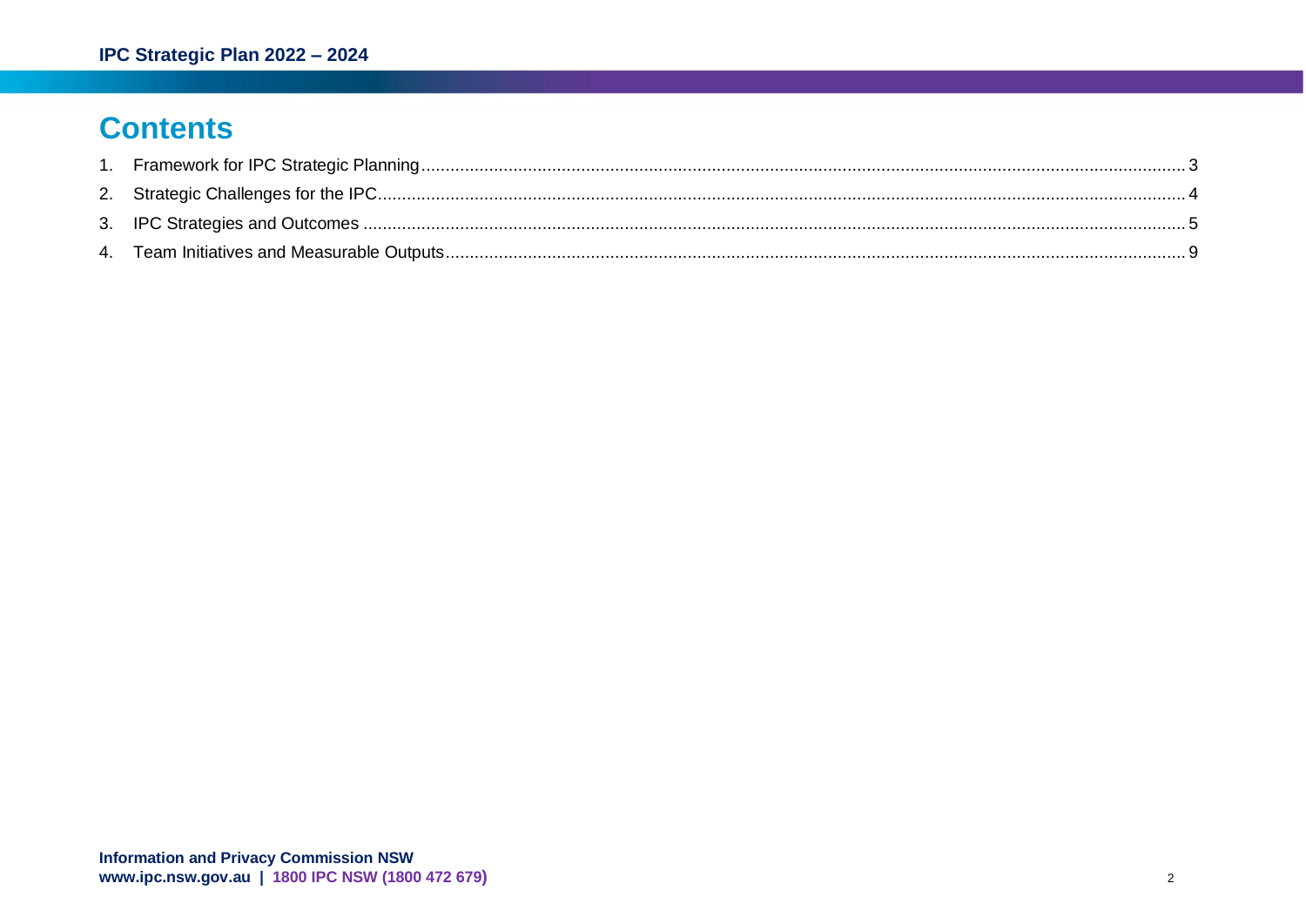# Contents

1. Framework for IPC Strategic Planning ..... 3
2. Strategic Challenges for the IPC ..... 4
3. IPC Strategies and Outcomes ..... 5
4. Team Initiatives and Measurable Outputs ..... 9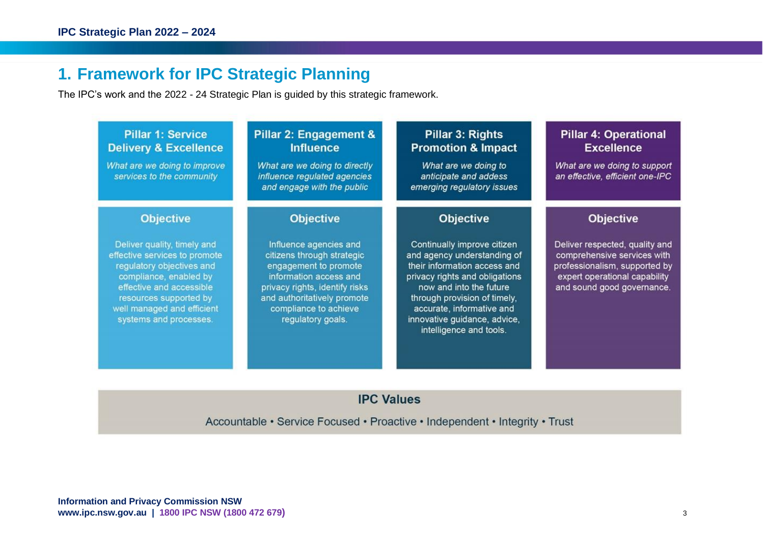# 1. Framework for IPC Strategic Planning

The IPC's work and the 2022 - 24 Strategic Plan is guided by this strategic framework.

| Pillar 1: Service Delivery & Excellence | Pillar 2: Engagement & Influence | Pillar 3: Rights Promotion & Impact | Pillar 4: Operational Excellence |
|---|---|---|---|
| *What are we doing to improve services to the community* | *What are we doing to directly influence regulated agencies and engage with the public* | *What are we doing to anticipate and address emerging regulatory issues* | *What are we doing to support an effective, efficient one-IPC* |
| **Objective** | **Objective** | **Objective** | **Objective** |
| Deliver quality, timely and effective services to promote regulatory objectives and compliance, enabled by effective and accessible resources supported by well managed and efficient systems and processes. | Influence agencies and citizens through strategic engagement to promote information access and privacy rights, identify risks and authoritatively promote compliance to achieve regulatory goals. | Continually improve citizen and agency understanding of their information access and privacy rights and obligations now and into the future through provision of timely, accurate, informative and innovative guidance, advice, intelligence and tools. | Deliver respected, quality and comprehensive services with professionalism, supported by expert operational capability and sound good governance. |

**IPC Values**

Accountable • Service Focused • Proactive • Independent • Integrity • Trust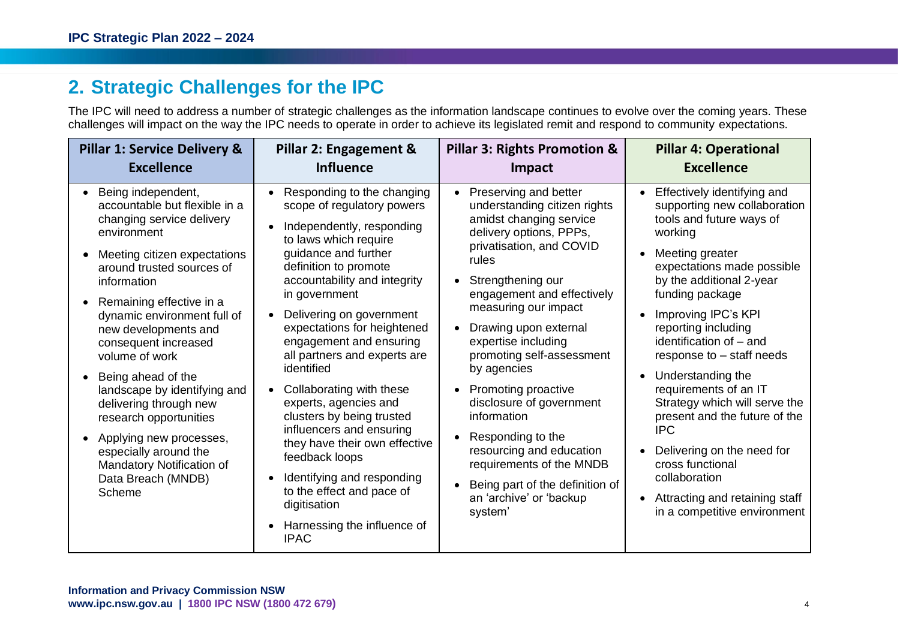## 2. Strategic Challenges for the IPC

The IPC will need to address a number of strategic challenges as the information landscape continues to evolve over the coming years. These challenges will impact on the way the IPC needs to operate in order to achieve its legislated remit and respond to community expectations.

| Pillar 1: Service Delivery & Excellence | Pillar 2: Engagement & Influence | Pillar 3: Rights Promotion & Impact | Pillar 4: Operational Excellence |
|---|---|---|---|
| • Being independent, accountable but flexible in a changing service delivery environment<br>• Meeting citizen expectations around trusted sources of information<br>• Remaining effective in a dynamic environment full of new developments and consequent increased volume of work<br>• Being ahead of the landscape by identifying and delivering through new research opportunities<br>• Applying new processes, especially around the Mandatory Notification of Data Breach (MNDB) Scheme | • Responding to the changing scope of regulatory powers<br>• Independently, responding to laws which require guidance and further definition to promote accountability and integrity in government<br>• Delivering on government expectations for heightened engagement and ensuring all partners and experts are identified<br>• Collaborating with these experts, agencies and clusters by being trusted influencers and ensuring they have their own effective feedback loops<br>• Identifying and responding to the effect and pace of digitisation<br>• Harnessing the influence of IPAC | • Preserving and better understanding citizen rights amidst changing service delivery options, PPPs, privatisation, and COVID rules<br>• Strengthening our engagement and effectively measuring our impact<br>• Drawing upon external expertise including promoting self-assessment by agencies<br>• Promoting proactive disclosure of government information<br>• Responding to the resourcing and education requirements of the MNDB<br>• Being part of the definition of an 'archive' or 'backup system' | • Effectively identifying and supporting new collaboration tools and future ways of working<br>• Meeting greater expectations made possible by the additional 2-year funding package<br>• Improving IPC's KPI reporting including identification of – and response to – staff needs<br>• Understanding the requirements of an IT Strategy which will serve the present and the future of the IPC<br>• Delivering on the need for cross functional collaboration<br>• Attracting and retaining staff in a competitive environment |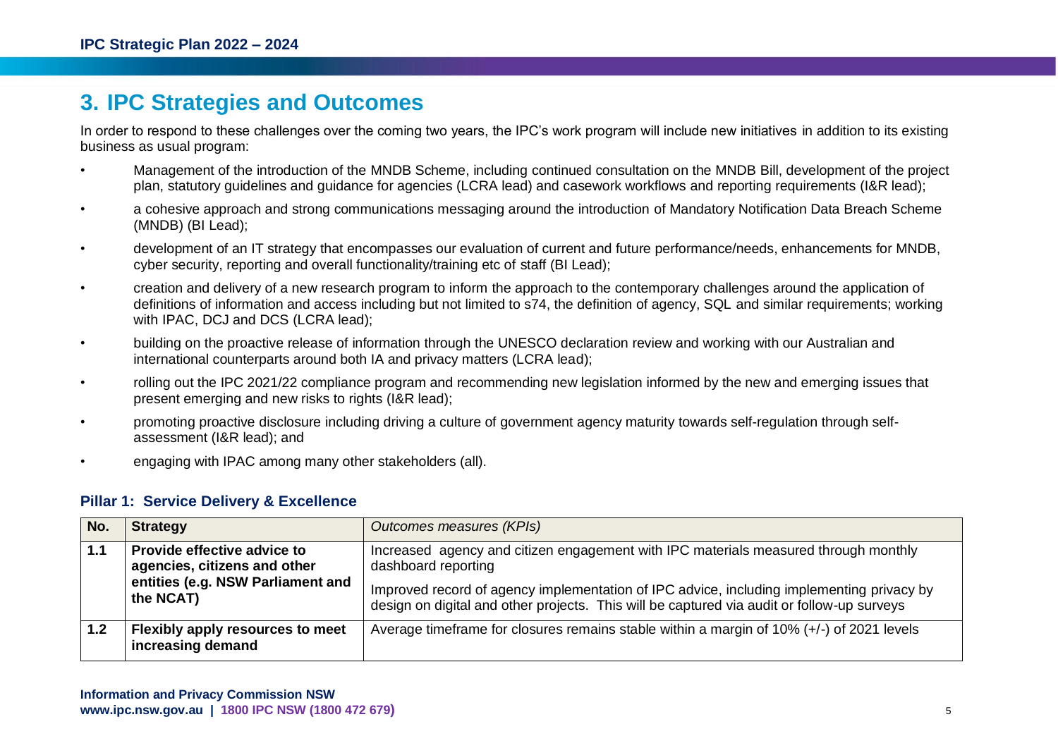## 3. IPC Strategies and Outcomes

In order to respond to these challenges over the coming two years, the IPC's work program will include new initiatives in addition to its existing business as usual program:

- Management of the introduction of the MNDB Scheme, including continued consultation on the MNDB Bill, development of the project plan, statutory guidelines and guidance for agencies (LCRA lead) and casework workflows and reporting requirements (I&R lead);
- a cohesive approach and strong communications messaging around the introduction of Mandatory Notification Data Breach Scheme (MNDB) (BI Lead);
- development of an IT strategy that encompasses our evaluation of current and future performance/needs, enhancements for MNDB, cyber security, reporting and overall functionality/training etc of staff (BI Lead);
- creation and delivery of a new research program to inform the approach to the contemporary challenges around the application of definitions of information and access including but not limited to s74, the definition of agency, SQL and similar requirements; working with IPAC, DCJ and DCS (LCRA lead);
- building on the proactive release of information through the UNESCO declaration review and working with our Australian and international counterparts around both IA and privacy matters (LCRA lead);
- rolling out the IPC 2021/22 compliance program and recommending new legislation informed by the new and emerging issues that present emerging and new risks to rights (I&R lead);
- promoting proactive disclosure including driving a culture of government agency maturity towards self-regulation through self-assessment (I&R lead); and
- engaging with IPAC among many other stakeholders (all).

### Pillar 1: Service Delivery & Excellence

| No. | Strategy | *Outcomes measures (KPIs)* |
|---|---|---|
| 1.1 | **Provide effective advice to agencies, citizens and other entities (e.g. NSW Parliament and the NCAT)** | Increased agency and citizen engagement with IPC materials measured through monthly dashboard reporting<br><br>Improved record of agency implementation of IPC advice, including implementing privacy by design on digital and other projects. This will be captured via audit or follow-up surveys |
| 1.2 | **Flexibly apply resources to meet increasing demand** | Average timeframe for closures remains stable within a margin of 10% (+/-) of 2021 levels |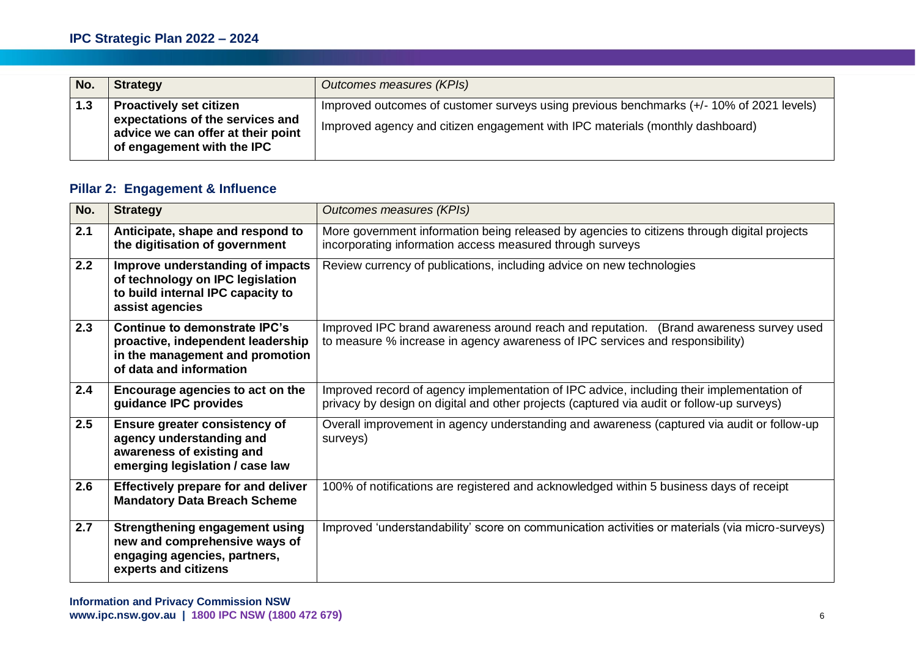| No. | Strategy | *Outcomes measures (KPIs)* |
| --- | --- | --- |
| 1.3 | **Proactively set citizen expectations of the services and advice we can offer at their point of engagement with the IPC** | Improved outcomes of customer surveys using previous benchmarks (+/- 10% of 2021 levels)<br>Improved agency and citizen engagement with IPC materials (monthly dashboard) |

## Pillar 2: Engagement & Influence

| No. | Strategy | *Outcomes measures (KPIs)* |
| --- | --- | --- |
| 2.1 | **Anticipate, shape and respond to the digitisation of government** | More government information being released by agencies to citizens through digital projects incorporating information access measured through surveys |
| 2.2 | **Improve understanding of impacts of technology on IPC legislation to build internal IPC capacity to assist agencies** | Review currency of publications, including advice on new technologies |
| 2.3 | **Continue to demonstrate IPC's proactive, independent leadership in the management and promotion of data and information** | Improved IPC brand awareness around reach and reputation. (Brand awareness survey used to measure % increase in agency awareness of IPC services and responsibility) |
| 2.4 | **Encourage agencies to act on the guidance IPC provides** | Improved record of agency implementation of IPC advice, including their implementation of privacy by design on digital and other projects (captured via audit or follow-up surveys) |
| 2.5 | **Ensure greater consistency of agency understanding and awareness of existing and emerging legislation / case law** | Overall improvement in agency understanding and awareness (captured via audit or follow-up surveys) |
| 2.6 | **Effectively prepare for and deliver Mandatory Data Breach Scheme** | 100% of notifications are registered and acknowledged within 5 business days of receipt |
| 2.7 | **Strengthening engagement using new and comprehensive ways of engaging agencies, partners, experts and citizens** | Improved 'understandability' score on communication activities or materials (via micro-surveys) |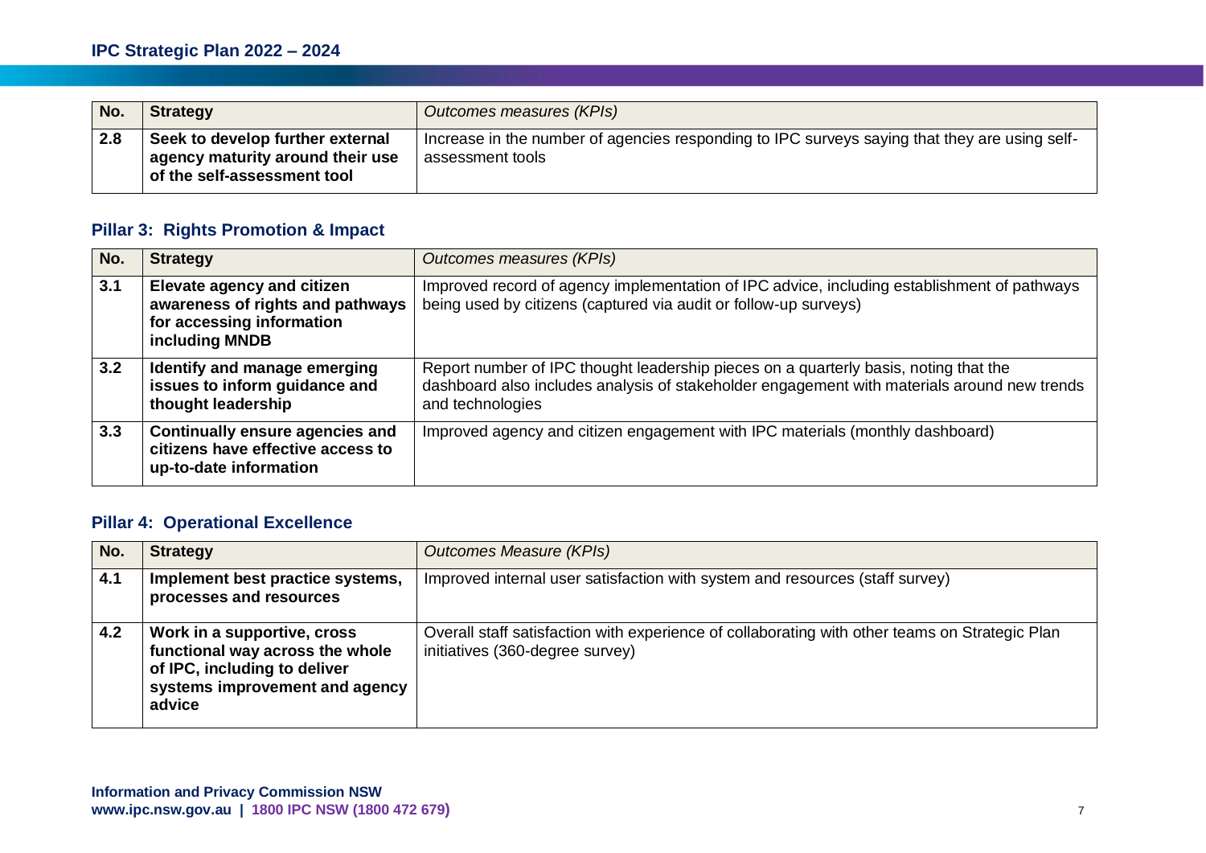| No. | **Strategy** | *Outcomes measures (KPIs)* |
|---|---|---|
| **2.8** | **Seek to develop further external agency maturity around their use of the self-assessment tool** | Increase in the number of agencies responding to IPC surveys saying that they are using self-assessment tools |

## Pillar 3: Rights Promotion & Impact

| No. | **Strategy** | *Outcomes measures (KPIs)* |
|---|---|---|
| **3.1** | **Elevate agency and citizen awareness of rights and pathways for accessing information including MNDB** | Improved record of agency implementation of IPC advice, including establishment of pathways being used by citizens (captured via audit or follow-up surveys) |
| **3.2** | **Identify and manage emerging issues to inform guidance and thought leadership** | Report number of IPC thought leadership pieces on a quarterly basis, noting that the dashboard also includes analysis of stakeholder engagement with materials around new trends and technologies |
| **3.3** | **Continually ensure agencies and citizens have effective access to up-to-date information** | Improved agency and citizen engagement with IPC materials (monthly dashboard) |

## Pillar 4: Operational Excellence

| No. | **Strategy** | *Outcomes Measure (KPIs)* |
|---|---|---|
| **4.1** | **Implement best practice systems, processes and resources** | Improved internal user satisfaction with system and resources (staff survey) |
| **4.2** | **Work in a supportive, cross functional way across the whole of IPC, including to deliver systems improvement and agency advice** | Overall staff satisfaction with experience of collaborating with other teams on Strategic Plan initiatives (360-degree survey) |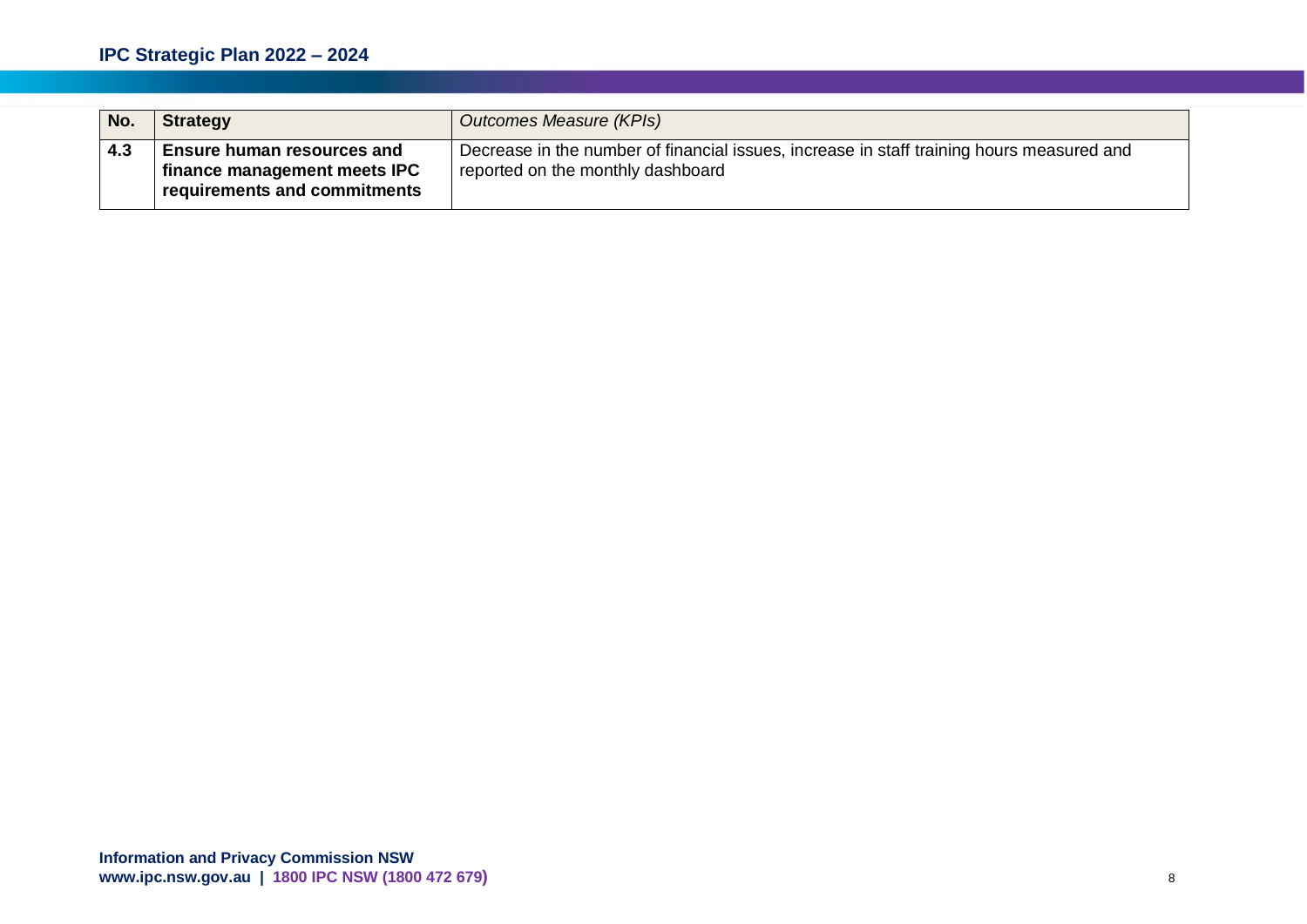| No. | Strategy | *Outcomes Measure (KPIs)* |
|---|---|---|
| 4.3 | **Ensure human resources and finance management meets IPC requirements and commitments** | Decrease in the number of financial issues, increase in staff training hours measured and reported on the monthly dashboard |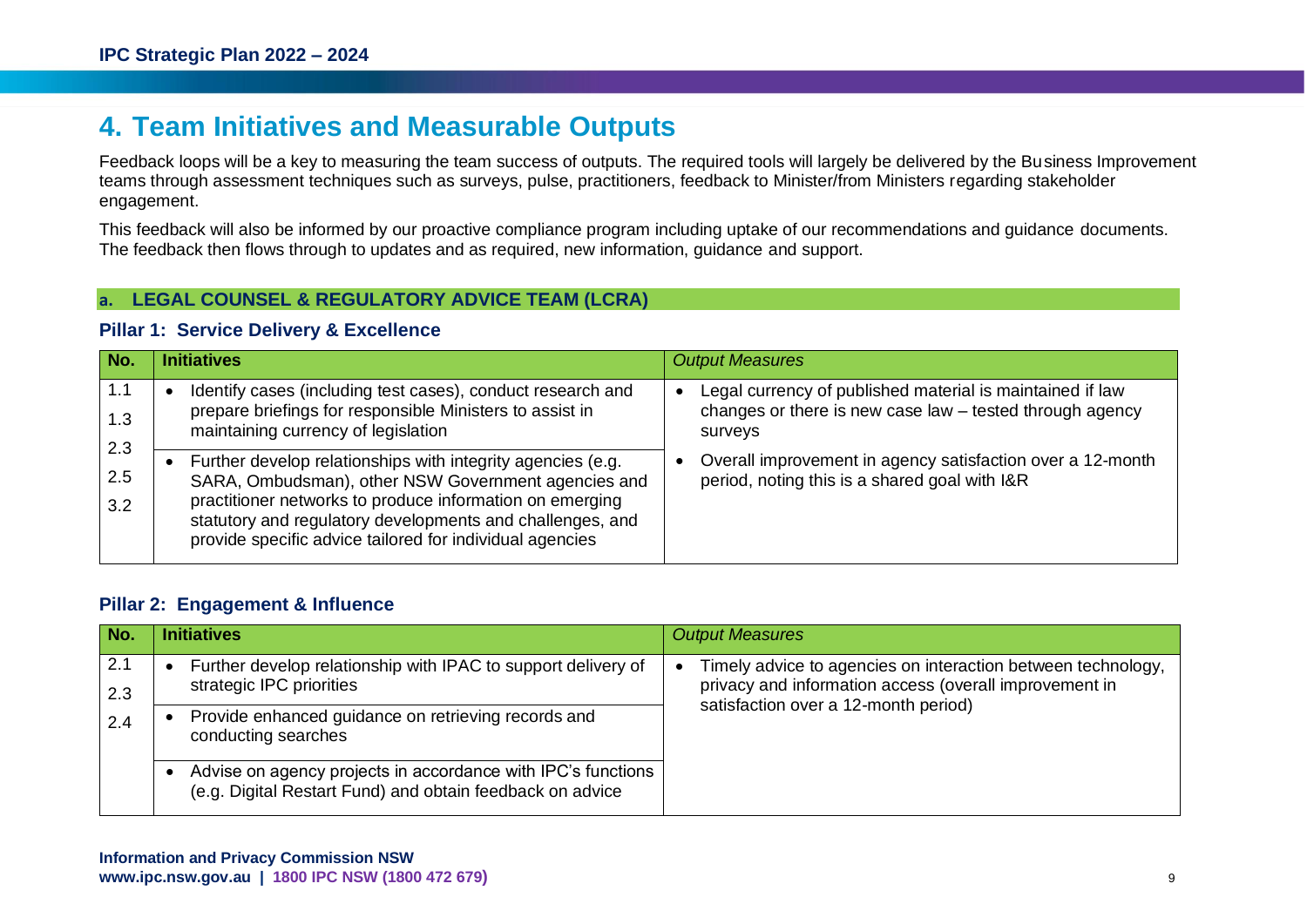# 4. Team Initiatives and Measurable Outputs

Feedback loops will be a key to measuring the team success of outputs. The required tools will largely be delivered by the Business Improvement teams through assessment techniques such as surveys, pulse, practitioners, feedback to Minister/from Ministers regarding stakeholder engagement.

This feedback will also be informed by our proactive compliance program including uptake of our recommendations and guidance documents. The feedback then flows through to updates and as required, new information, guidance and support.

## a. LEGAL COUNSEL & REGULATORY ADVICE TEAM (LCRA)

### Pillar 1: Service Delivery & Excellence

| No. | Initiatives | *Output Measures* |
|---|---|---|
| 1.1<br>1.3<br>2.3<br>2.5<br>3.2 | • Identify cases (including test cases), conduct research and prepare briefings for responsible Ministers to assist in maintaining currency of legislation<br>• Further develop relationships with integrity agencies (e.g. SARA, Ombudsman), other NSW Government agencies and practitioner networks to produce information on emerging statutory and regulatory developments and challenges, and provide specific advice tailored for individual agencies | • Legal currency of published material is maintained if law changes or there is new case law – tested through agency surveys<br>• Overall improvement in agency satisfaction over a 12-month period, noting this is a shared goal with I&R |

### Pillar 2: Engagement & Influence

| No. | Initiatives | *Output Measures* |
|---|---|---|
| 2.1<br>2.3<br>2.4 | • Further develop relationship with IPAC to support delivery of strategic IPC priorities<br>• Provide enhanced guidance on retrieving records and conducting searches<br>• Advise on agency projects in accordance with IPC's functions (e.g. Digital Restart Fund) and obtain feedback on advice | • Timely advice to agencies on interaction between technology, privacy and information access (overall improvement in satisfaction over a 12-month period) |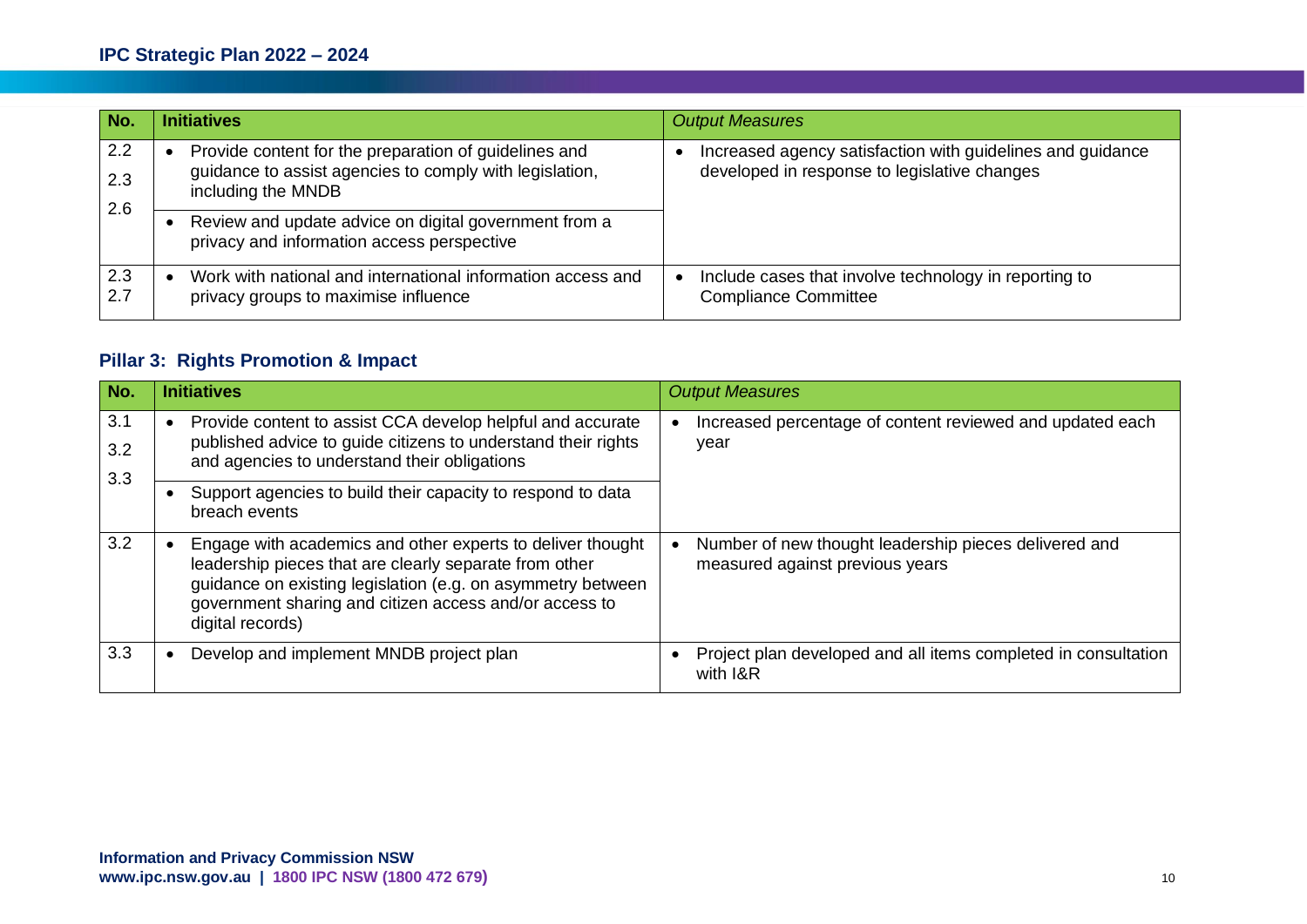| No. | Initiatives | *Output Measures* |
|---|---|---|
| 2.2<br>2.3<br>2.6 | • Provide content for the preparation of guidelines and guidance to assist agencies to comply with legislation, including the MNDB<br>• Review and update advice on digital government from a privacy and information access perspective | • Increased agency satisfaction with guidelines and guidance developed in response to legislative changes |
| 2.3<br>2.7 | • Work with national and international information access and privacy groups to maximise influence | • Include cases that involve technology in reporting to Compliance Committee |

## Pillar 3: Rights Promotion & Impact

| No. | Initiatives | *Output Measures* |
|---|---|---|
| 3.1<br>3.2<br>3.3 | • Provide content to assist CCA develop helpful and accurate published advice to guide citizens to understand their rights and agencies to understand their obligations<br>• Support agencies to build their capacity to respond to data breach events | • Increased percentage of content reviewed and updated each year |
| 3.2 | • Engage with academics and other experts to deliver thought leadership pieces that are clearly separate from other guidance on existing legislation (e.g. on asymmetry between government sharing and citizen access and/or access to digital records) | • Number of new thought leadership pieces delivered and measured against previous years |
| 3.3 | • Develop and implement MNDB project plan | • Project plan developed and all items completed in consultation with I&R |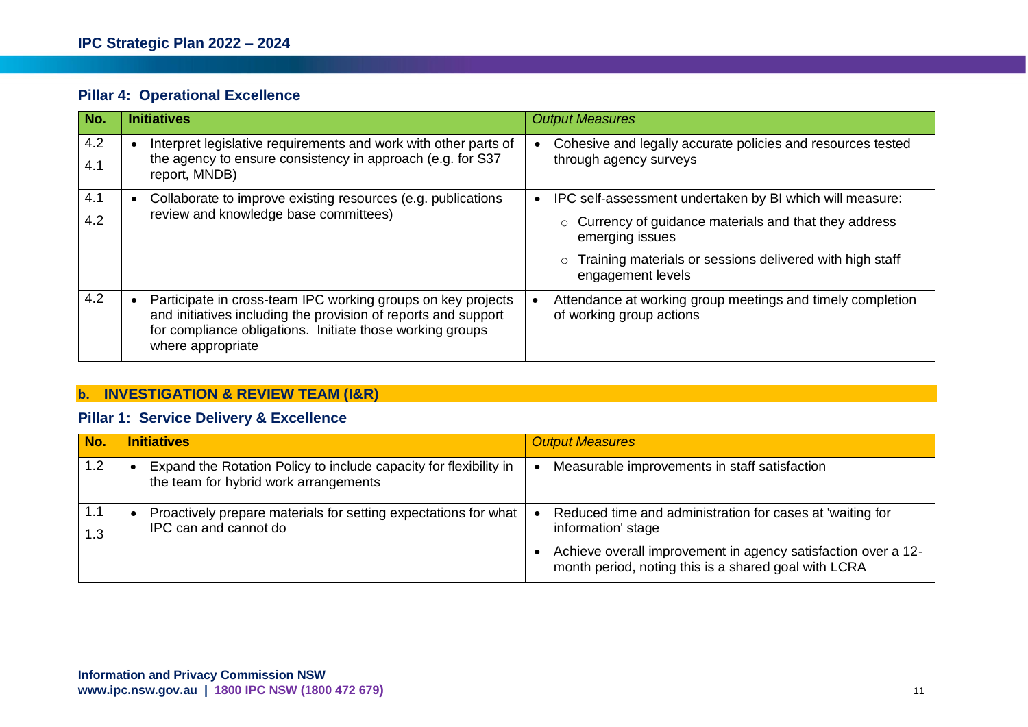### Pillar 4: Operational Excellence

| No. | Initiatives | *Output Measures* |
|---|---|---|
| 4.2<br>4.1 | • Interpret legislative requirements and work with other parts of the agency to ensure consistency in approach (e.g. for S37 report, MNDB) | • Cohesive and legally accurate policies and resources tested through agency surveys |
| 4.1<br>4.2 | • Collaborate to improve existing resources (e.g. publications review and knowledge base committees) | • IPC self-assessment undertaken by BI which will measure:<br>○ Currency of guidance materials and that they address emerging issues<br>○ Training materials or sessions delivered with high staff engagement levels |
| 4.2 | • Participate in cross-team IPC working groups on key projects and initiatives including the provision of reports and support for compliance obligations. Initiate those working groups where appropriate | • Attendance at working group meetings and timely completion of working group actions |

## b. INVESTIGATION & REVIEW TEAM (I&R)

### Pillar 1: Service Delivery & Excellence

| No. | Initiatives | *Output Measures* |
|---|---|---|
| 1.2 | • Expand the Rotation Policy to include capacity for flexibility in the team for hybrid work arrangements | • Measurable improvements in staff satisfaction |
| 1.1<br>1.3 | • Proactively prepare materials for setting expectations for what IPC can and cannot do | • Reduced time and administration for cases at 'waiting for information' stage<br>• Achieve overall improvement in agency satisfaction over a 12-month period, noting this is a shared goal with LCRA |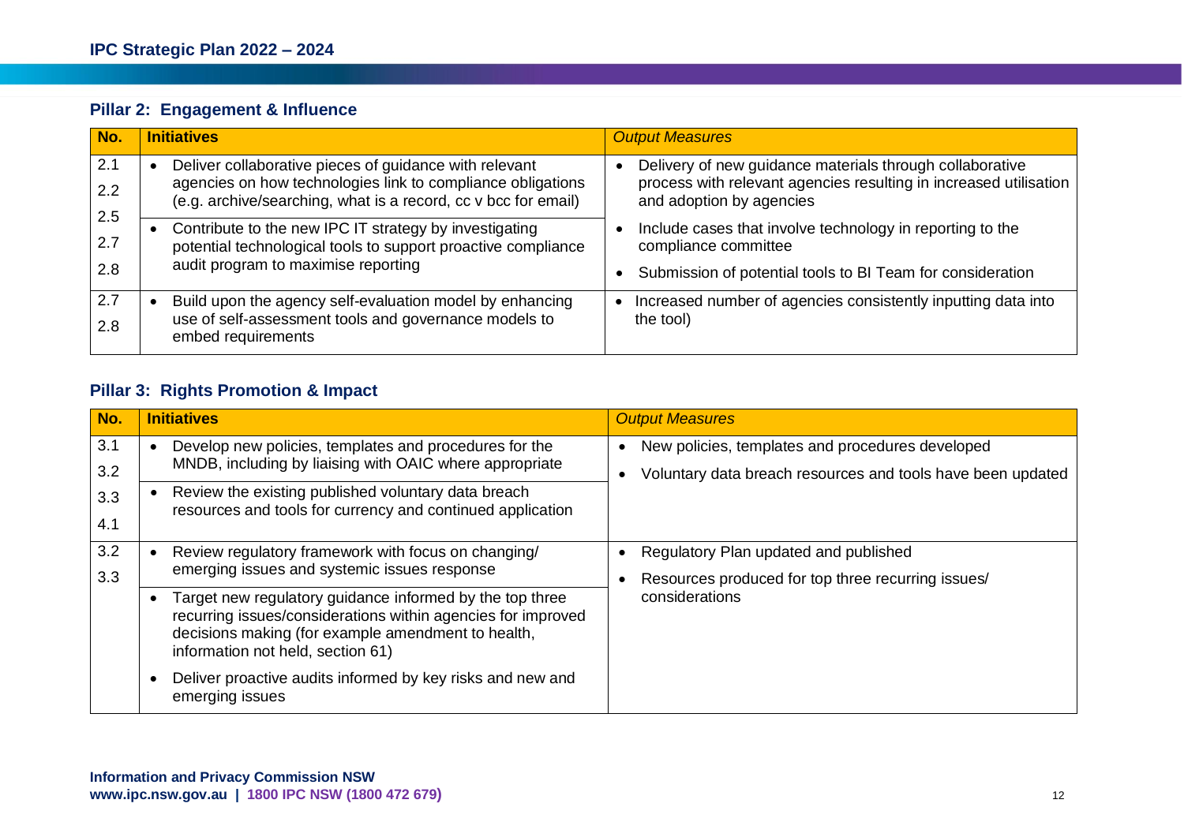## Pillar 2: Engagement & Influence

| No. | Initiatives | *Output Measures* |
|---|---|---|
| 2.1<br>2.2<br>2.5<br>2.7<br>2.8 | • Deliver collaborative pieces of guidance with relevant agencies on how technologies link to compliance obligations (e.g. archive/searching, what is a record, cc v bcc for email)<br>• Contribute to the new IPC IT strategy by investigating potential technological tools to support proactive compliance audit program to maximise reporting | • Delivery of new guidance materials through collaborative process with relevant agencies resulting in increased utilisation and adoption by agencies<br>• Include cases that involve technology in reporting to the compliance committee<br>• Submission of potential tools to BI Team for consideration |
| 2.7<br>2.8 | • Build upon the agency self-evaluation model by enhancing use of self-assessment tools and governance models to embed requirements | • Increased number of agencies consistently inputting data into the tool) |

## Pillar 3: Rights Promotion & Impact

| No. | Initiatives | *Output Measures* |
|---|---|---|
| 3.1<br>3.2<br>3.3<br>4.1 | • Develop new policies, templates and procedures for the MNDB, including by liaising with OAIC where appropriate<br>• Review the existing published voluntary data breach resources and tools for currency and continued application | • New policies, templates and procedures developed<br>• Voluntary data breach resources and tools have been updated |
| 3.2<br>3.3 | • Review regulatory framework with focus on changing/ emerging issues and systemic issues response<br>• Target new regulatory guidance informed by the top three recurring issues/considerations within agencies for improved decisions making (for example amendment to health, information not held, section 61)<br>• Deliver proactive audits informed by key risks and new and emerging issues | • Regulatory Plan updated and published<br>• Resources produced for top three recurring issues/ considerations |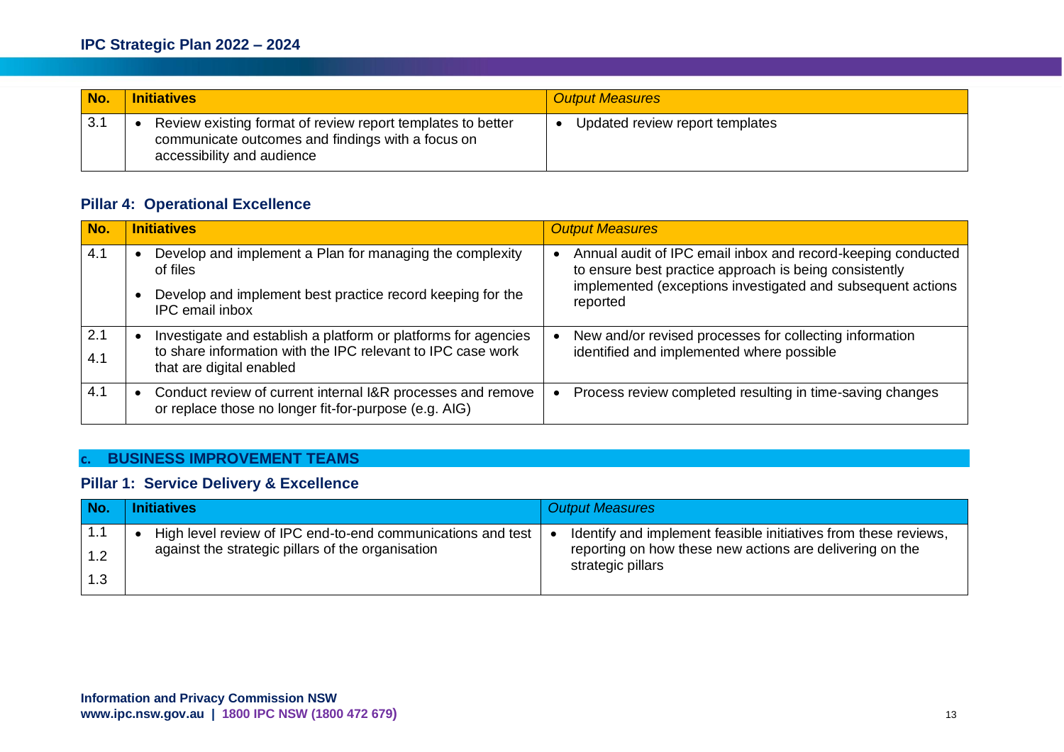| No. | Initiatives | *Output Measures* |
|---|---|---|
| 3.1 | • Review existing format of review report templates to better communicate outcomes and findings with a focus on accessibility and audience | • Updated review report templates |

### Pillar 4: Operational Excellence

| No. | Initiatives | *Output Measures* |
|---|---|---|
| 4.1 | • Develop and implement a Plan for managing the complexity of files<br>• Develop and implement best practice record keeping for the IPC email inbox | • Annual audit of IPC email inbox and record-keeping conducted to ensure best practice approach is being consistently implemented (exceptions investigated and subsequent actions reported |
| 2.1<br>4.1 | • Investigate and establish a platform or platforms for agencies to share information with the IPC relevant to IPC case work that are digital enabled | • New and/or revised processes for collecting information identified and implemented where possible |
| 4.1 | • Conduct review of current internal I&R processes and remove or replace those no longer fit-for-purpose (e.g. AIG) | • Process review completed resulting in time-saving changes |

## c. BUSINESS IMPROVEMENT TEAMS

### Pillar 1: Service Delivery & Excellence

| No. | Initiatives | *Output Measures* |
|---|---|---|
| 1.1<br>1.2<br>1.3 | • High level review of IPC end-to-end communications and test against the strategic pillars of the organisation | • Identify and implement feasible initiatives from these reviews, reporting on how these new actions are delivering on the strategic pillars |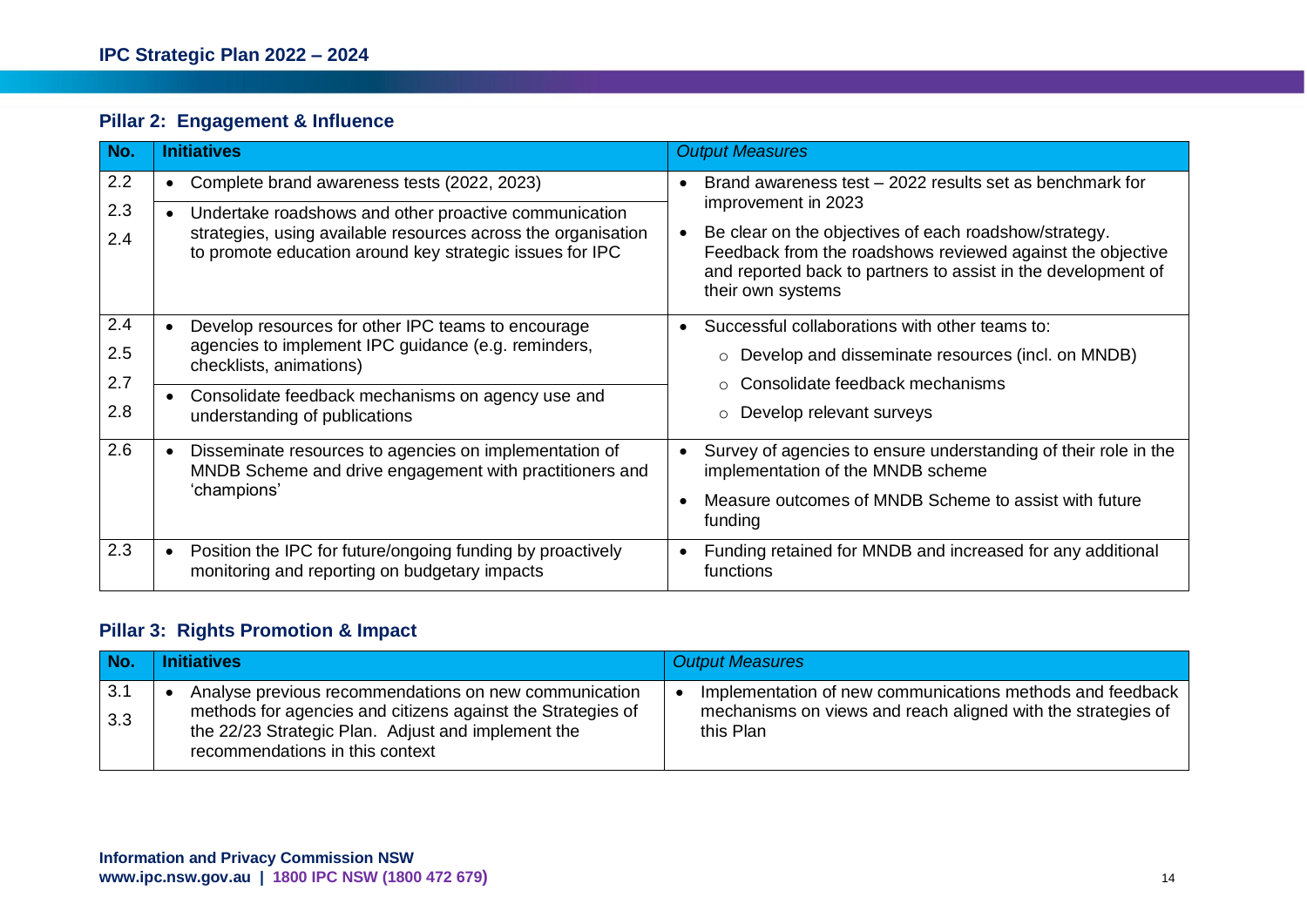## Pillar 2: Engagement & Influence

| No. | Initiatives | *Output Measures* |
|---|---|---|
| 2.2<br>2.3<br>2.4 | • Complete brand awareness tests (2022, 2023)<br>• Undertake roadshows and other proactive communication strategies, using available resources across the organisation to promote education around key strategic issues for IPC | • Brand awareness test – 2022 results set as benchmark for improvement in 2023<br>• Be clear on the objectives of each roadshow/strategy. Feedback from the roadshows reviewed against the objective and reported back to partners to assist in the development of their own systems |
| 2.4<br>2.5<br>2.7<br>2.8 | • Develop resources for other IPC teams to encourage agencies to implement IPC guidance (e.g. reminders, checklists, animations)<br>• Consolidate feedback mechanisms on agency use and understanding of publications | • Successful collaborations with other teams to:<br>○ Develop and disseminate resources (incl. on MNDB)<br>○ Consolidate feedback mechanisms<br>○ Develop relevant surveys |
| 2.6 | • Disseminate resources to agencies on implementation of MNDB Scheme and drive engagement with practitioners and 'champions' | • Survey of agencies to ensure understanding of their role in the implementation of the MNDB scheme<br>• Measure outcomes of MNDB Scheme to assist with future funding |
| 2.3 | • Position the IPC for future/ongoing funding by proactively monitoring and reporting on budgetary impacts | • Funding retained for MNDB and increased for any additional functions |

## Pillar 3: Rights Promotion & Impact

| No. | Initiatives | *Output Measures* |
|---|---|---|
| 3.1<br>3.3 | • Analyse previous recommendations on new communication methods for agencies and citizens against the Strategies of the 22/23 Strategic Plan. Adjust and implement the recommendations in this context | • Implementation of new communications methods and feedback mechanisms on views and reach aligned with the strategies of this Plan |

**Information and Privacy Commission NSW**
**www.ipc.nsw.gov.au | 1800 IPC NSW (1800 472 679)**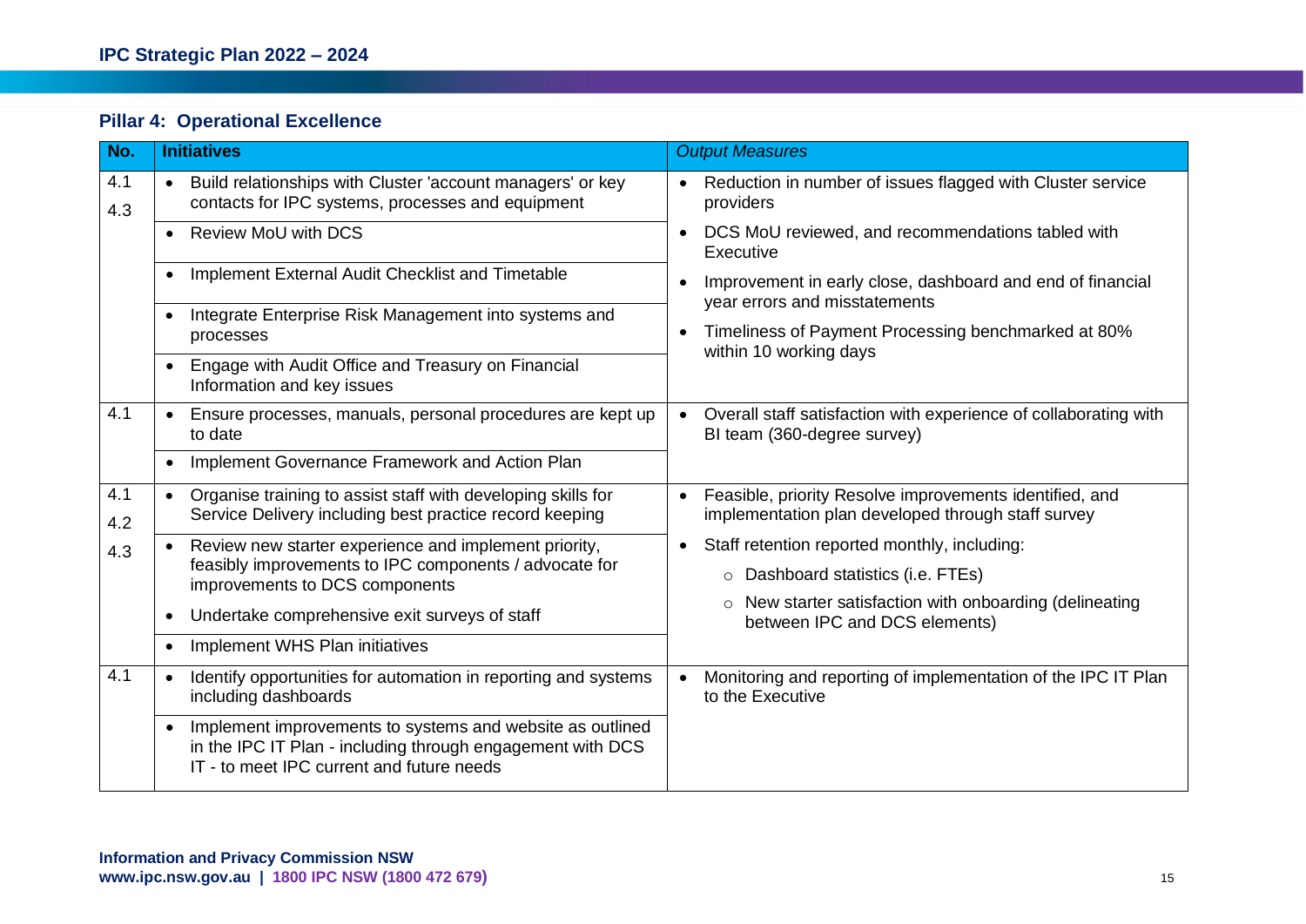## Pillar 4: Operational Excellence

| No. | Initiatives | *Output Measures* |
|---|---|---|
| 4.1<br>4.3 | • Build relationships with Cluster 'account managers' or key contacts for IPC systems, processes and equipment<br>• Review MoU with DCS<br>• Implement External Audit Checklist and Timetable<br>• Integrate Enterprise Risk Management into systems and processes<br>• Engage with Audit Office and Treasury on Financial Information and key issues | • Reduction in number of issues flagged with Cluster service providers<br>• DCS MoU reviewed, and recommendations tabled with Executive<br>• Improvement in early close, dashboard and end of financial year errors and misstatements<br>• Timeliness of Payment Processing benchmarked at 80% within 10 working days |
| 4.1 | • Ensure processes, manuals, personal procedures are kept up to date<br>• Implement Governance Framework and Action Plan | • Overall staff satisfaction with experience of collaborating with BI team (360-degree survey) |
| 4.1<br>4.2<br>4.3 | • Organise training to assist staff with developing skills for Service Delivery including best practice record keeping<br>• Review new starter experience and implement priority, feasibly improvements to IPC components / advocate for improvements to DCS components<br>• Undertake comprehensive exit surveys of staff<br>• Implement WHS Plan initiatives | • Feasible, priority Resolve improvements identified, and implementation plan developed through staff survey<br>• Staff retention reported monthly, including:<br>&nbsp;&nbsp;○ Dashboard statistics (i.e. FTEs)<br>&nbsp;&nbsp;○ New starter satisfaction with onboarding (delineating between IPC and DCS elements) |
| 4.1 | • Identify opportunities for automation in reporting and systems including dashboards<br>• Implement improvements to systems and website as outlined in the IPC IT Plan - including through engagement with DCS IT - to meet IPC current and future needs | • Monitoring and reporting of implementation of the IPC IT Plan to the Executive |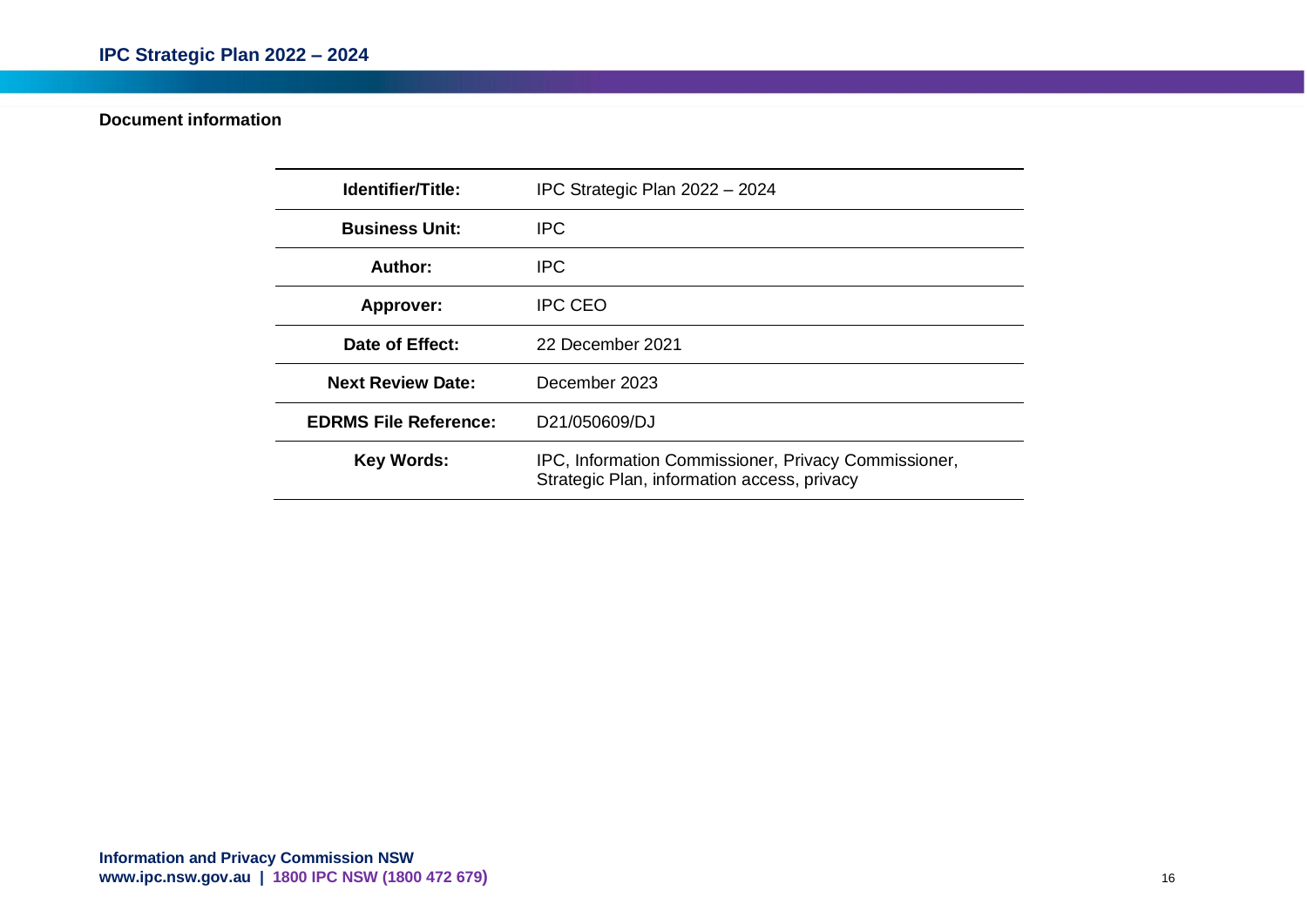**Document information**

| | |
|---|---|
| **Identifier/Title:** | IPC Strategic Plan 2022 – 2024 |
| **Business Unit:** | IPC |
| **Author:** | IPC |
| **Approver:** | IPC CEO |
| **Date of Effect:** | 22 December 2021 |
| **Next Review Date:** | December 2023 |
| **EDRMS File Reference:** | D21/050609/DJ |
| **Key Words:** | IPC, Information Commissioner, Privacy Commissioner, Strategic Plan, information access, privacy |